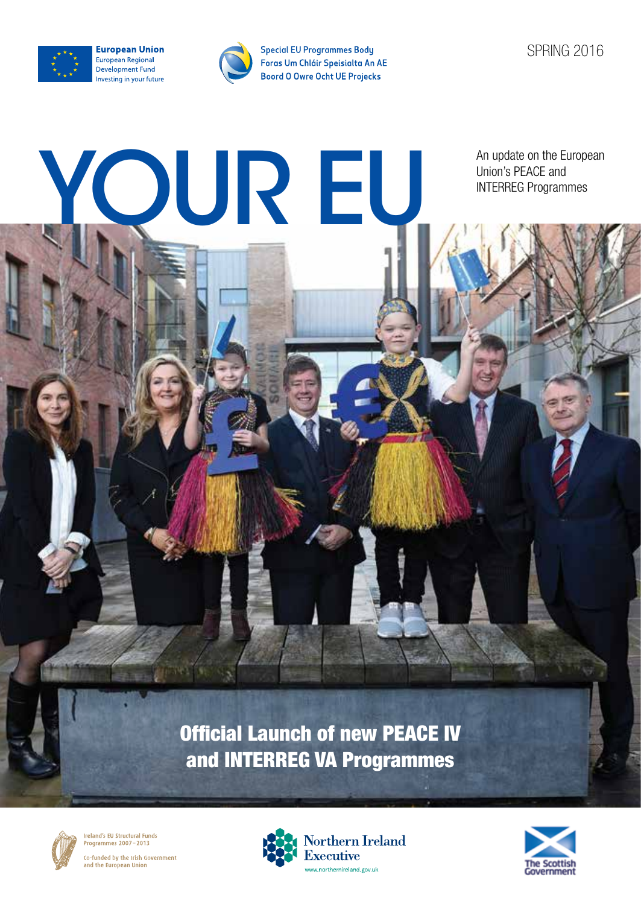European Union
European Regional Development Fund
Investing in your future

Special EU Programmes Body
Foras Um Chláir Speisialta An AE
Boord O Owre Ocht UE Projecks

SPRING 2016

# YOUR EU

An update on the European Union's PEACE and INTERREG Programmes

## Official Launch of new PEACE IV and INTERREG VA Programmes

Ireland's EU Structural Funds Programmes 2007–2013

Co-funded by the Irish Government and the European Union

Northern Ireland Executive
www.northernireland.gov.uk

The Scottish Government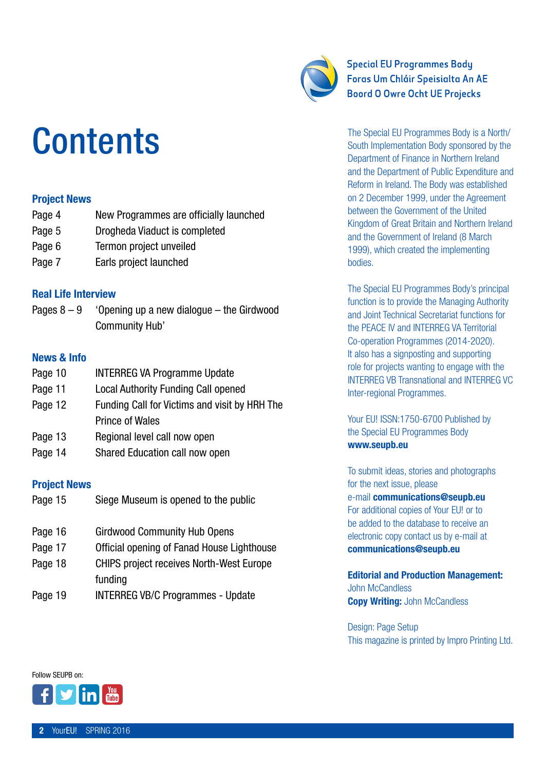# Contents

### Project News

| | |
|---|---|
| Page 4 | New Programmes are officially launched |
| Page 5 | Drogheda Viaduct is completed |
| Page 6 | Termon project unveiled |
| Page 7 | Earls project launched |

### Real Life Interview

| | |
|---|---|
| Pages 8 – 9 | 'Opening up a new dialogue – the Girdwood Community Hub' |

### News & Info

| | |
|---|---|
| Page 10 | INTERREG VA Programme Update |
| Page 11 | Local Authority Funding Call opened |
| Page 12 | Funding Call for Victims and visit by HRH The Prince of Wales |
| Page 13 | Regional level call now open |
| Page 14 | Shared Education call now open |

### Project News

| | |
|---|---|
| Page 15 | Siege Museum is opened to the public |
| Page 16 | Girdwood Community Hub Opens |
| Page 17 | Official opening of Fanad House Lighthouse |
| Page 18 | CHIPS project receives North-West Europe funding |
| Page 19 | INTERREG VB/C Programmes - Update |

Follow SEUPB on:

Special EU Programmes Body
Foras Um Chláir Speisialta An AE
Boord O Owre Ocht UE Projecks

The Special EU Programmes Body is a North/South Implementation Body sponsored by the Department of Finance in Northern Ireland and the Department of Public Expenditure and Reform in Ireland. The Body was established on 2 December 1999, under the Agreement between the Government of the United Kingdom of Great Britain and Northern Ireland and the Government of Ireland (8 March 1999), which created the implementing bodies.

The Special EU Programmes Body's principal function is to provide the Managing Authority and Joint Technical Secretariat functions for the PEACE IV and INTERREG VA Territorial Co-operation Programmes (2014-2020). It also has a signposting and supporting role for projects wanting to engage with the INTERREG VB Transnational and INTERREG VC Inter-regional Programmes.

Your EU! ISSN:1750-6700 Published by the Special EU Programmes Body
**www.seupb.eu**

To submit ideas, stories and photographs for the next issue, please e-mail **communications@seupb.eu**
For additional copies of Your EU! or to be added to the database to receive an electronic copy contact us by e-mail at **communications@seupb.eu**

**Editorial and Production Management:** John McCandless
**Copy Writing:** John McCandless

Design: Page Setup
This magazine is printed by Impro Printing Ltd.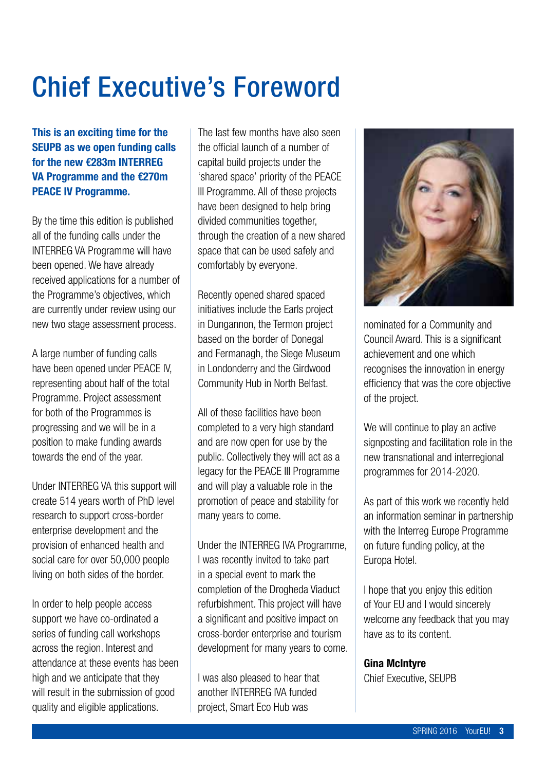# Chief Executive's Foreword

**This is an exciting time for the SEUPB as we open funding calls for the new €283m INTERREG VA Programme and the €270m PEACE IV Programme.**

By the time this edition is published all of the funding calls under the INTERREG VA Programme will have been opened. We have already received applications for a number of the Programme's objectives, which are currently under review using our new two stage assessment process.

A large number of funding calls have been opened under PEACE IV, representing about half of the total Programme. Project assessment for both of the Programmes is progressing and we will be in a position to make funding awards towards the end of the year.

Under INTERREG VA this support will create 514 years worth of PhD level research to support cross-border enterprise development and the provision of enhanced health and social care for over 50,000 people living on both sides of the border.

In order to help people access support we have co-ordinated a series of funding call workshops across the region. Interest and attendance at these events has been high and we anticipate that they will result in the submission of good quality and eligible applications.

The last few months have also seen the official launch of a number of capital build projects under the 'shared space' priority of the PEACE III Programme. All of these projects have been designed to help bring divided communities together, through the creation of a new shared space that can be used safely and comfortably by everyone.

Recently opened shared spaced initiatives include the Earls project in Dungannon, the Termon project based on the border of Donegal and Fermanagh, the Siege Museum in Londonderry and the Girdwood Community Hub in North Belfast.

All of these facilities have been completed to a very high standard and are now open for use by the public. Collectively they will act as a legacy for the PEACE III Programme and will play a valuable role in the promotion of peace and stability for many years to come.

Under the INTERREG IVA Programme, I was recently invited to take part in a special event to mark the completion of the Drogheda Viaduct refurbishment. This project will have a significant and positive impact on cross-border enterprise and tourism development for many years to come.

I was also pleased to hear that another INTERREG IVA funded project, Smart Eco Hub was nominated for a Community and Council Award. This is a significant achievement and one which recognises the innovation in energy efficiency that was the core objective of the project.

We will continue to play an active signposting and facilitation role in the new transnational and interregional programmes for 2014-2020.

As part of this work we recently held an information seminar in partnership with the Interreg Europe Programme on future funding policy, at the Europa Hotel.

I hope that you enjoy this edition of Your EU and I would sincerely welcome any feedback that you may have as to its content.

**Gina McIntyre**
Chief Executive, SEUPB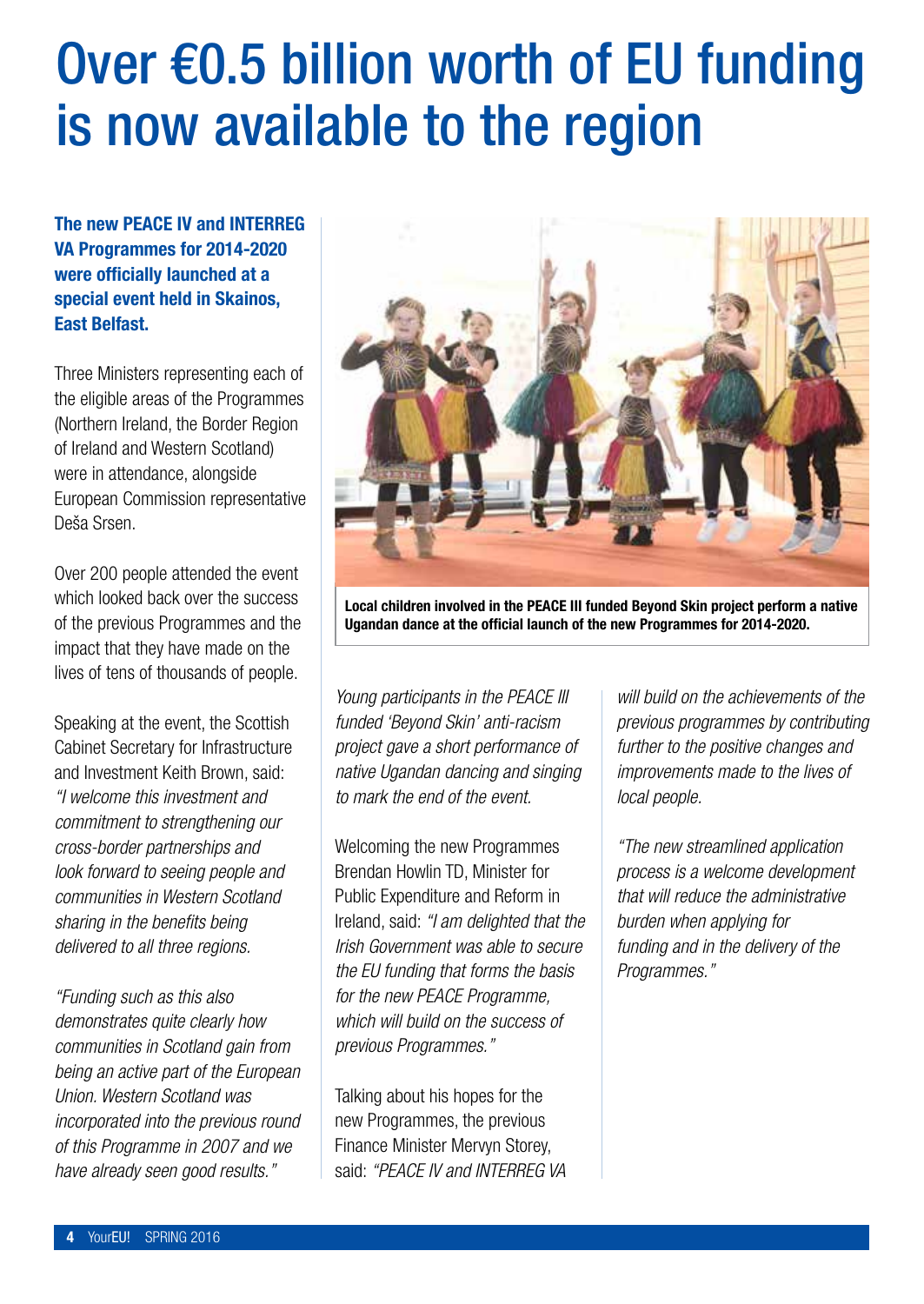# Over €0.5 billion worth of EU funding is now available to the region

**The new PEACE IV and INTERREG VA Programmes for 2014-2020 were officially launched at a special event held in Skainos, East Belfast.**

Three Ministers representing each of the eligible areas of the Programmes (Northern Ireland, the Border Region of Ireland and Western Scotland) were in attendance, alongside European Commission representative Deša Srsen.

Over 200 people attended the event which looked back over the success of the previous Programmes and the impact that they have made on the lives of tens of thousands of people.

Speaking at the event, the Scottish Cabinet Secretary for Infrastructure and Investment Keith Brown, said: *"I welcome this investment and commitment to strengthening our cross-border partnerships and look forward to seeing people and communities in Western Scotland sharing in the benefits being delivered to all three regions.*

*"Funding such as this also demonstrates quite clearly how communities in Scotland gain from being an active part of the European Union. Western Scotland was incorporated into the previous round of this Programme in 2007 and we have already seen good results."*

**Local children involved in the PEACE III funded Beyond Skin project perform a native Ugandan dance at the official launch of the new Programmes for 2014-2020.**

*Young participants in the PEACE III funded 'Beyond Skin' anti-racism project gave a short performance of native Ugandan dancing and singing to mark the end of the event.*

Welcoming the new Programmes Brendan Howlin TD, Minister for Public Expenditure and Reform in Ireland, said: *"I am delighted that the Irish Government was able to secure the EU funding that forms the basis for the new PEACE Programme, which will build on the success of previous Programmes."*

Talking about his hopes for the new Programmes, the previous Finance Minister Mervyn Storey, said: *"PEACE IV and INTERREG VA will build on the achievements of the previous programmes by contributing further to the positive changes and improvements made to the lives of local people.*

*"The new streamlined application process is a welcome development that will reduce the administrative burden when applying for funding and in the delivery of the Programmes."*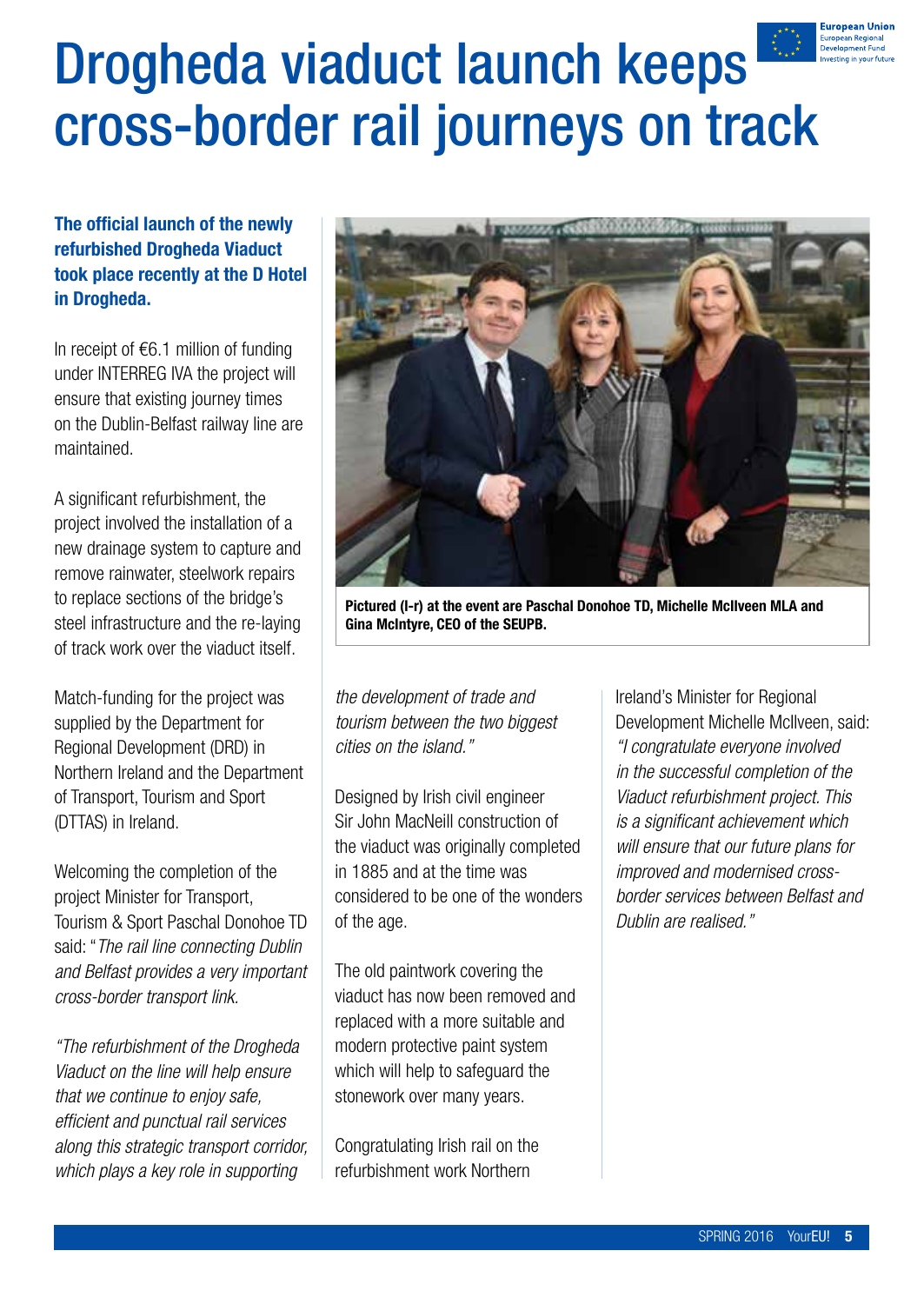# Drogheda viaduct launch keeps cross-border rail journeys on track

**The official launch of the newly refurbished Drogheda Viaduct took place recently at the D Hotel in Drogheda.**

In receipt of €6.1 million of funding under INTERREG IVA the project will ensure that existing journey times on the Dublin-Belfast railway line are maintained.

A significant refurbishment, the project involved the installation of a new drainage system to capture and remove rainwater, steelwork repairs to replace sections of the bridge's steel infrastructure and the re-laying of track work over the viaduct itself.

Match-funding for the project was supplied by the Department for Regional Development (DRD) in Northern Ireland and the Department of Transport, Tourism and Sport (DTTAS) in Ireland.

Welcoming the completion of the project Minister for Transport, Tourism & Sport Paschal Donohoe TD said: "*The rail line connecting Dublin and Belfast provides a very important cross-border transport link.*

*"The refurbishment of the Drogheda Viaduct on the line will help ensure that we continue to enjoy safe, efficient and punctual rail services along this strategic transport corridor, which plays a key role in supporting the development of trade and tourism between the two biggest cities on the island."*

**Pictured (l-r) at the event are Paschal Donohoe TD, Michelle McIlveen MLA and Gina McIntyre, CEO of the SEUPB.**

Designed by Irish civil engineer Sir John MacNeill construction of the viaduct was originally completed in 1885 and at the time was considered to be one of the wonders of the age.

The old paintwork covering the viaduct has now been removed and replaced with a more suitable and modern protective paint system which will help to safeguard the stonework over many years.

Congratulating Irish rail on the refurbishment work Northern Ireland's Minister for Regional Development Michelle McIlveen, said: *"I congratulate everyone involved in the successful completion of the Viaduct refurbishment project. This is a significant achievement which will ensure that our future plans for improved and modernised cross-border services between Belfast and Dublin are realised."*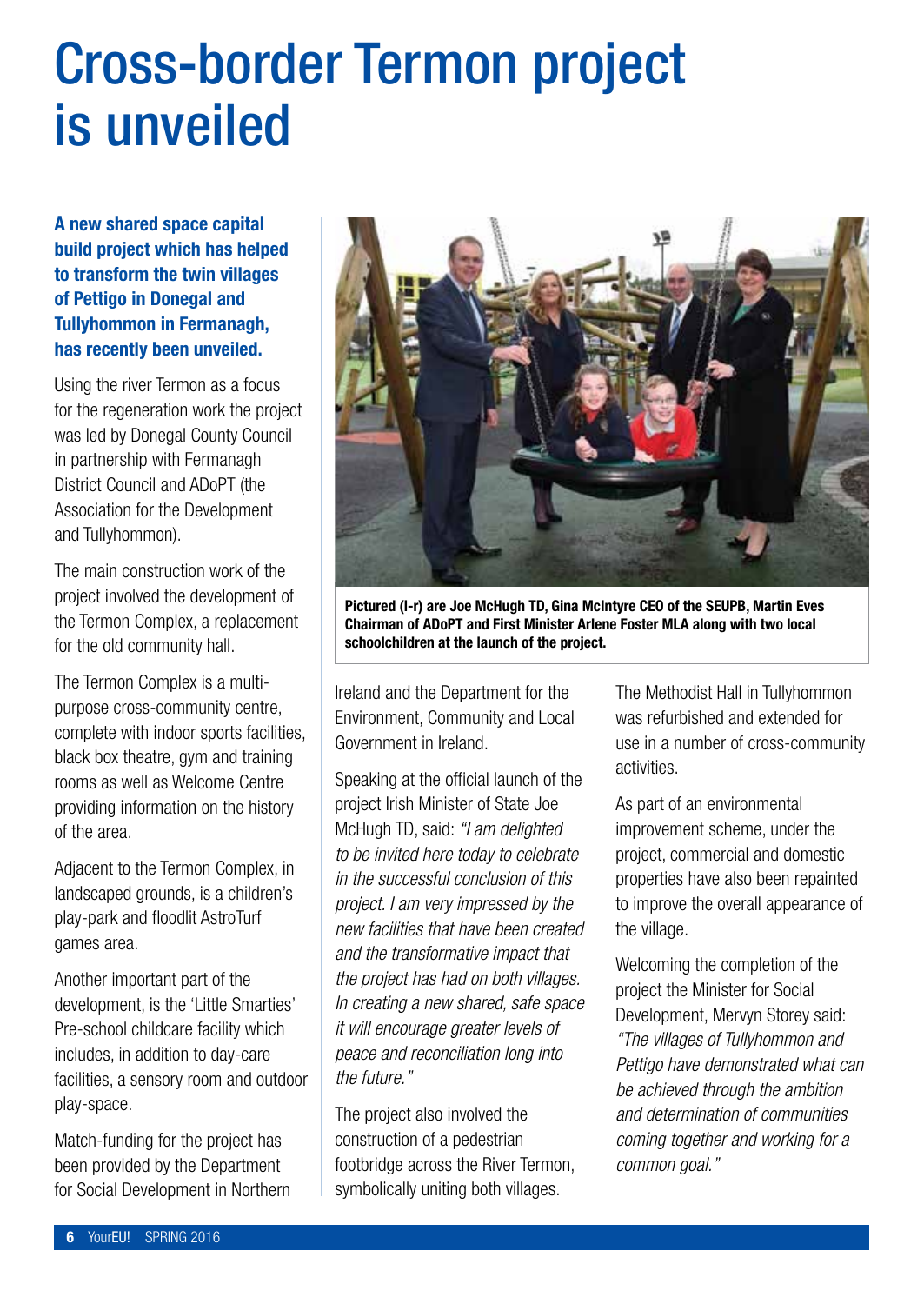# Cross-border Termon project is unveiled

**A new shared space capital build project which has helped to transform the twin villages of Pettigo in Donegal and Tullyhommon in Fermanagh, has recently been unveiled.**

Using the river Termon as a focus for the regeneration work the project was led by Donegal County Council in partnership with Fermanagh District Council and ADoPT (the Association for the Development and Tullyhommon).

The main construction work of the project involved the development of the Termon Complex, a replacement for the old community hall.

The Termon Complex is a multi-purpose cross-community centre, complete with indoor sports facilities, black box theatre, gym and training rooms as well as Welcome Centre providing information on the history of the area.

Adjacent to the Termon Complex, in landscaped grounds, is a children's play-park and floodlit AstroTurf games area.

Another important part of the development, is the 'Little Smarties' Pre-school childcare facility which includes, in addition to day-care facilities, a sensory room and outdoor play-space.

Match-funding for the project has been provided by the Department for Social Development in Northern Ireland and the Department for the Environment, Community and Local Government in Ireland.

**Pictured (l-r) are Joe McHugh TD, Gina McIntyre CEO of the SEUPB, Martin Eves Chairman of ADoPT and First Minister Arlene Foster MLA along with two local schoolchildren at the launch of the project.**

Speaking at the official launch of the project Irish Minister of State Joe McHugh TD, said: *"I am delighted to be invited here today to celebrate in the successful conclusion of this project. I am very impressed by the new facilities that have been created and the transformative impact that the project has had on both villages. In creating a new shared, safe space it will encourage greater levels of peace and reconciliation long into the future."*

The project also involved the construction of a pedestrian footbridge across the River Termon, symbolically uniting both villages.

The Methodist Hall in Tullyhommon was refurbished and extended for use in a number of cross-community activities.

As part of an environmental improvement scheme, under the project, commercial and domestic properties have also been repainted to improve the overall appearance of the village.

Welcoming the completion of the project the Minister for Social Development, Mervyn Storey said: *"The villages of Tullyhommon and Pettigo have demonstrated what can be achieved through the ambition and determination of communities coming together and working for a common goal."*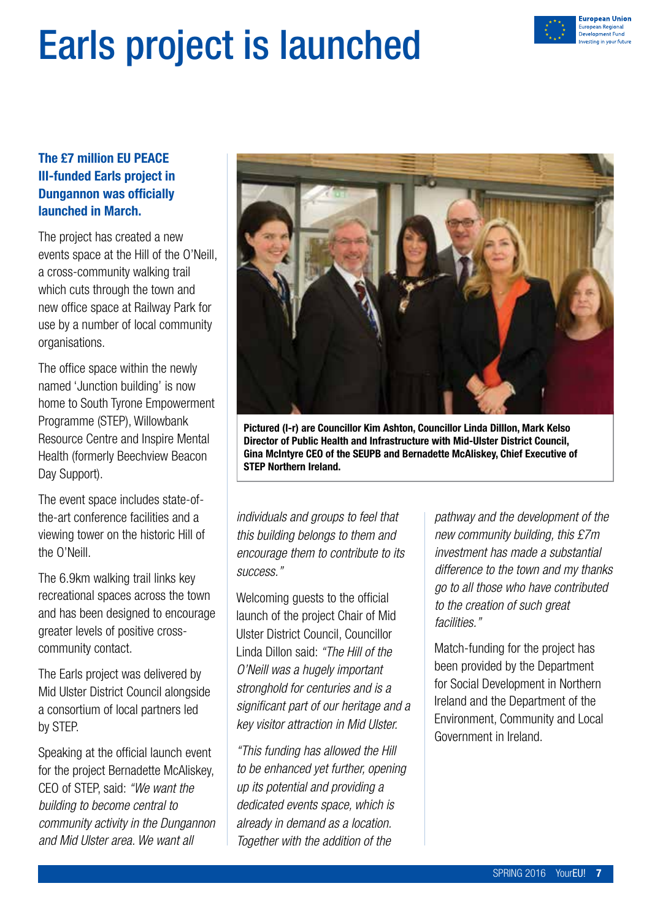# Earls project is launched

**The £7 million EU PEACE III-funded Earls project in Dungannon was officially launched in March.**

The project has created a new events space at the Hill of the O'Neill, a cross-community walking trail which cuts through the town and new office space at Railway Park for use by a number of local community organisations.

The office space within the newly named 'Junction building' is now home to South Tyrone Empowerment Programme (STEP), Willowbank Resource Centre and Inspire Mental Health (formerly Beechview Beacon Day Support).

The event space includes state-of-the-art conference facilities and a viewing tower on the historic Hill of the O'Neill.

The 6.9km walking trail links key recreational spaces across the town and has been designed to encourage greater levels of positive cross-community contact.

The Earls project was delivered by Mid Ulster District Council alongside a consortium of local partners led by STEP.

Speaking at the official launch event for the project Bernadette McAliskey, CEO of STEP, said: *"We want the building to become central to community activity in the Dungannon and Mid Ulster area. We want all individuals and groups to feel that this building belongs to them and encourage them to contribute to its success."*

**Pictured (l-r) are Councillor Kim Ashton, Councillor Linda Dilllon, Mark Kelso Director of Public Health and Infrastructure with Mid-Ulster District Council, Gina McIntyre CEO of the SEUPB and Bernadette McAliskey, Chief Executive of STEP Northern Ireland.**

Welcoming guests to the official launch of the project Chair of Mid Ulster District Council, Councillor Linda Dillon said: *"The Hill of the O'Neill was a hugely important stronghold for centuries and is a significant part of our heritage and a key visitor attraction in Mid Ulster.*

*"This funding has allowed the Hill to be enhanced yet further, opening up its potential and providing a dedicated events space, which is already in demand as a location. Together with the addition of the pathway and the development of the new community building, this £7m investment has made a substantial difference to the town and my thanks go to all those who have contributed to the creation of such great facilities."*

Match-funding for the project has been provided by the Department for Social Development in Northern Ireland and the Department of the Environment, Community and Local Government in Ireland.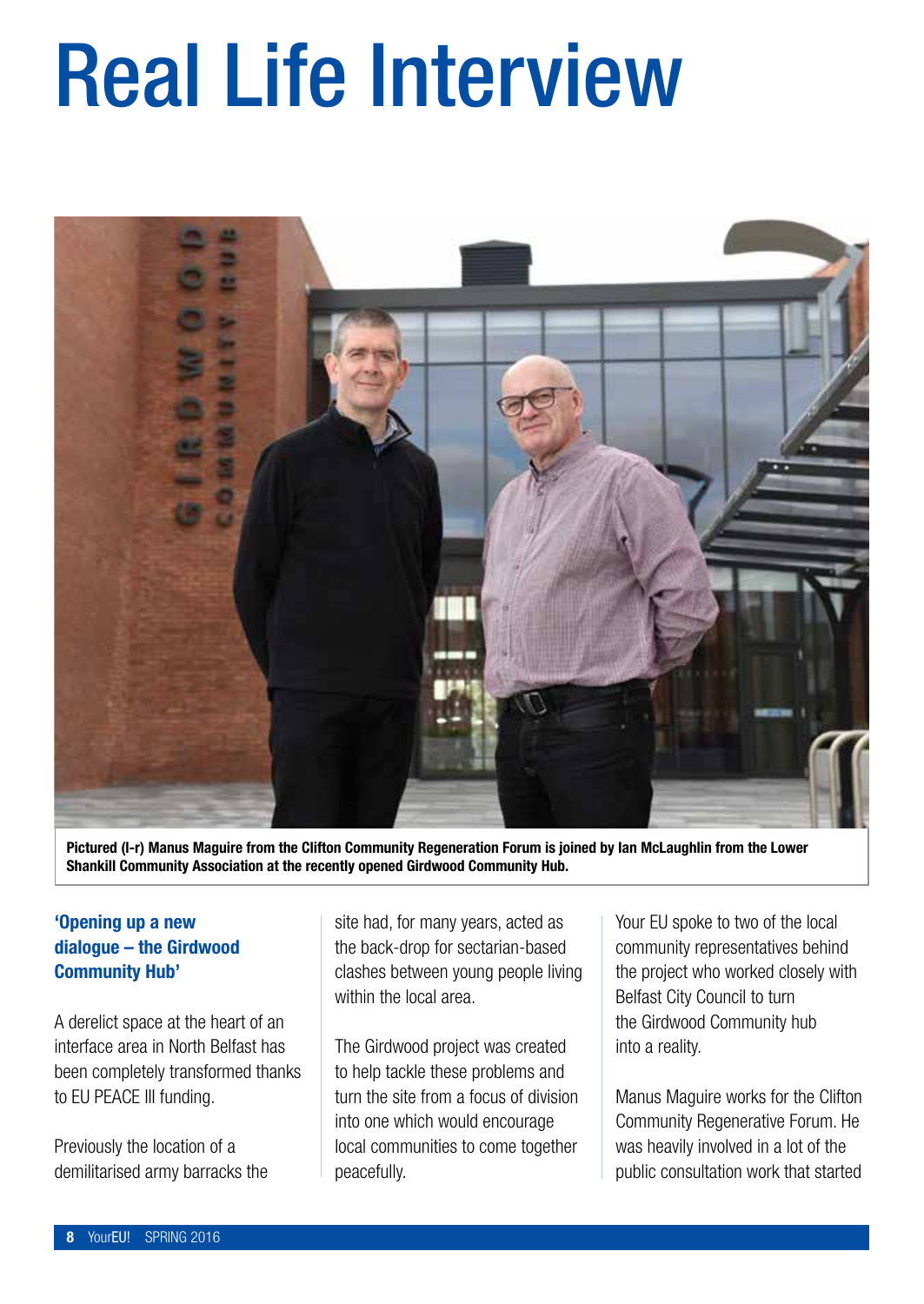# Real Life Interview

Pictured (l-r) Manus Maguire from the Clifton Community Regeneration Forum is joined by Ian McLaughlin from the Lower Shankill Community Association at the recently opened Girdwood Community Hub.

### 'Opening up a new dialogue – the Girdwood Community Hub'

A derelict space at the heart of an interface area in North Belfast has been completely transformed thanks to EU PEACE III funding.

Previously the location of a demilitarised army barracks the site had, for many years, acted as the back-drop for sectarian-based clashes between young people living within the local area.

The Girdwood project was created to help tackle these problems and turn the site from a focus of division into one which would encourage local communities to come together peacefully.

Your EU spoke to two of the local community representatives behind the project who worked closely with Belfast City Council to turn the Girdwood Community hub into a reality.

Manus Maguire works for the Clifton Community Regenerative Forum. He was heavily involved in a lot of the public consultation work that started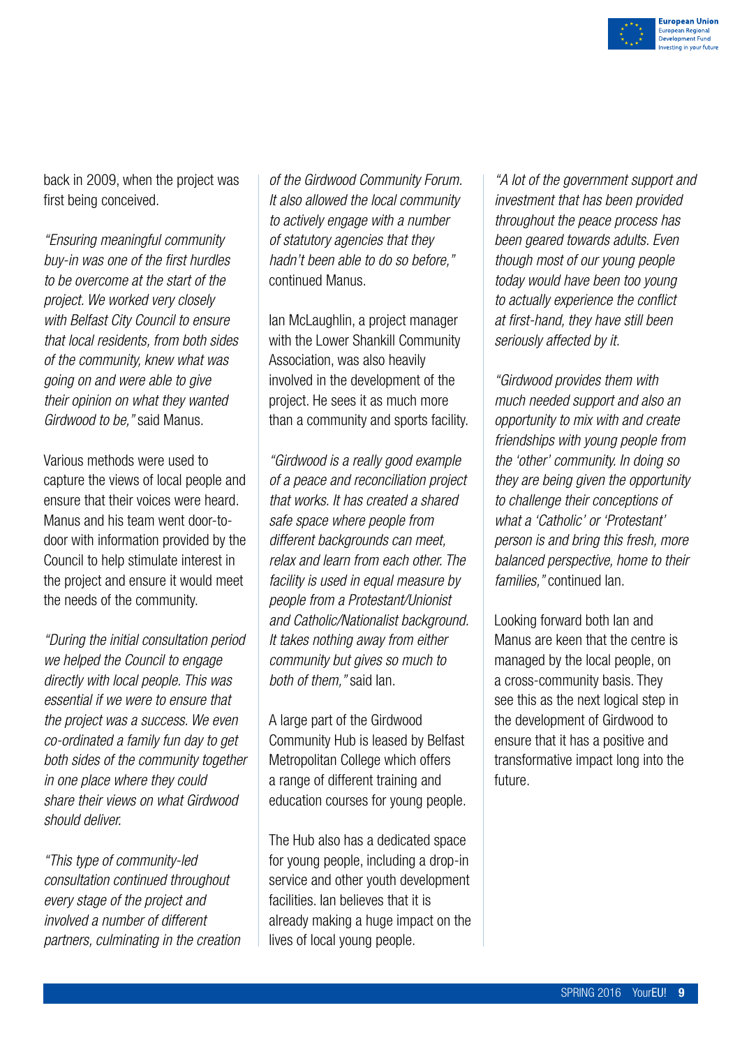back in 2009, when the project was first being conceived.

*"Ensuring meaningful community buy-in was one of the first hurdles to be overcome at the start of the project. We worked very closely with Belfast City Council to ensure that local residents, from both sides of the community, knew what was going on and were able to give their opinion on what they wanted Girdwood to be,"* said Manus.

Various methods were used to capture the views of local people and ensure that their voices were heard. Manus and his team went door-to-door with information provided by the Council to help stimulate interest in the project and ensure it would meet the needs of the community.

*"During the initial consultation period we helped the Council to engage directly with local people. This was essential if we were to ensure that the project was a success. We even co-ordinated a family fun day to get both sides of the community together in one place where they could share their views on what Girdwood should deliver.*

*"This type of community-led consultation continued throughout every stage of the project and involved a number of different partners, culminating in the creation of the Girdwood Community Forum. It also allowed the local community to actively engage with a number of statutory agencies that they hadn't been able to do so before,"* continued Manus.

Ian McLaughlin, a project manager with the Lower Shankill Community Association, was also heavily involved in the development of the project. He sees it as much more than a community and sports facility.

*"Girdwood is a really good example of a peace and reconciliation project that works. It has created a shared safe space where people from different backgrounds can meet, relax and learn from each other. The facility is used in equal measure by people from a Protestant/Unionist and Catholic/Nationalist background. It takes nothing away from either community but gives so much to both of them,"* said Ian.

A large part of the Girdwood Community Hub is leased by Belfast Metropolitan College which offers a range of different training and education courses for young people.

The Hub also has a dedicated space for young people, including a drop-in service and other youth development facilities. Ian believes that it is already making a huge impact on the lives of local young people.

*"A lot of the government support and investment that has been provided throughout the peace process has been geared towards adults. Even though most of our young people today would have been too young to actually experience the conflict at first-hand, they have still been seriously affected by it.*

*"Girdwood provides them with much needed support and also an opportunity to mix with and create friendships with young people from the 'other' community. In doing so they are being given the opportunity to challenge their conceptions of what a 'Catholic' or 'Protestant' person is and bring this fresh, more balanced perspective, home to their families,"* continued Ian.

Looking forward both Ian and Manus are keen that the centre is managed by the local people, on a cross-community basis. They see this as the next logical step in the development of Girdwood to ensure that it has a positive and transformative impact long into the future.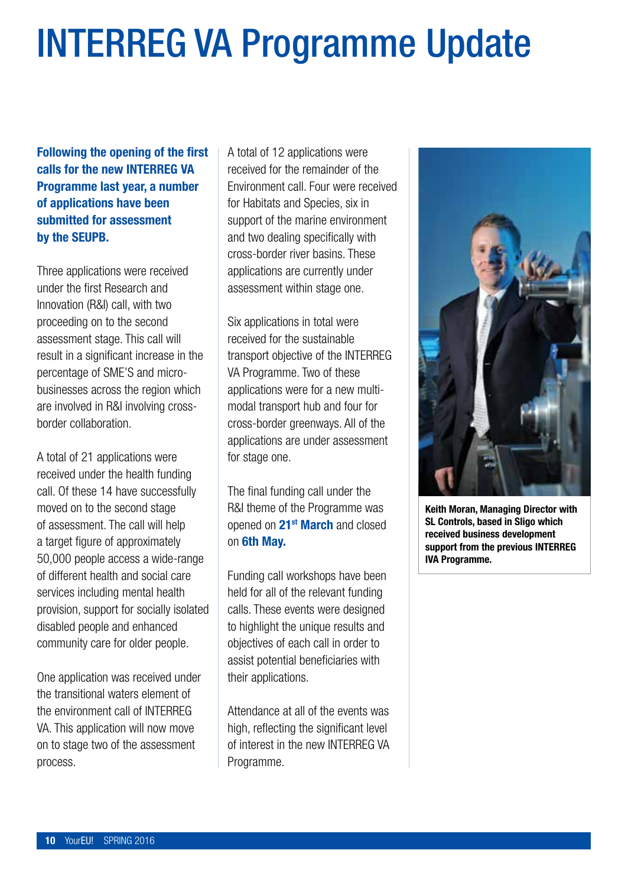# INTERREG VA Programme Update

**Following the opening of the first calls for the new INTERREG VA Programme last year, a number of applications have been submitted for assessment by the SEUPB.**

Three applications were received under the first Research and Innovation (R&I) call, with two proceeding on to the second assessment stage. This call will result in a significant increase in the percentage of SME'S and micro-businesses across the region which are involved in R&I involving cross-border collaboration.

A total of 21 applications were received under the health funding call. Of these 14 have successfully moved on to the second stage of assessment. The call will help a target figure of approximately 50,000 people access a wide-range of different health and social care services including mental health provision, support for socially isolated disabled people and enhanced community care for older people.

One application was received under the transitional waters element of the environment call of INTERREG VA. This application will now move on to stage two of the assessment process.

A total of 12 applications were received for the remainder of the Environment call. Four were received for Habitats and Species, six in support of the marine environment and two dealing specifically with cross-border river basins. These applications are currently under assessment within stage one.

Six applications in total were received for the sustainable transport objective of the INTERREG VA Programme. Two of these applications were for a new multi-modal transport hub and four for cross-border greenways. All of the applications are under assessment for stage one.

The final funding call under the R&I theme of the Programme was opened on **21st March** and closed on **6th May.**

Funding call workshops have been held for all of the relevant funding calls. These events were designed to highlight the unique results and objectives of each call in order to assist potential beneficiaries with their applications.

Attendance at all of the events was high, reflecting the significant level of interest in the new INTERREG VA Programme.

**Keith Moran, Managing Director with SL Controls, based in Sligo which received business development support from the previous INTERREG IVA Programme.**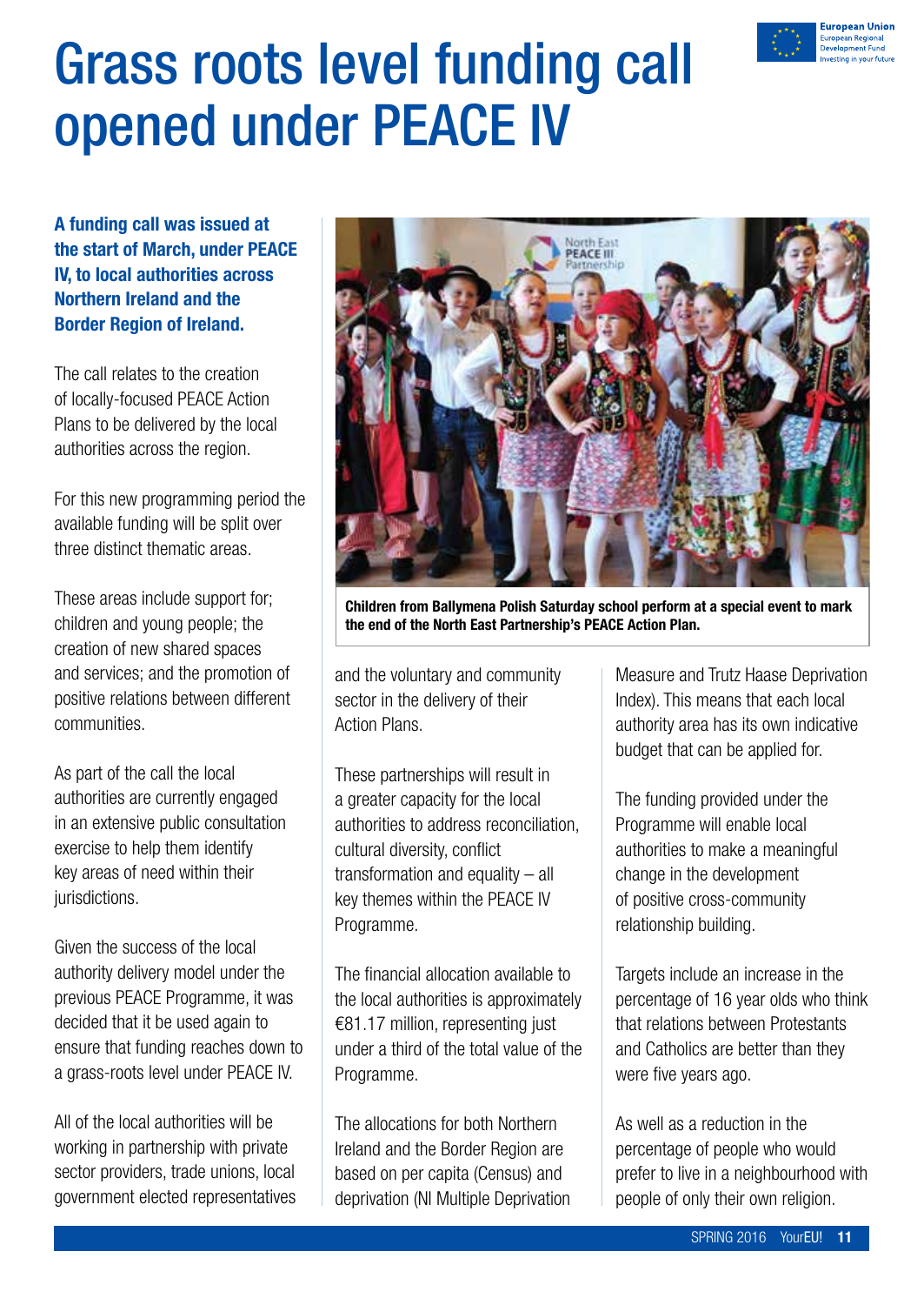# Grass roots level funding call opened under PEACE IV

**A funding call was issued at the start of March, under PEACE IV, to local authorities across Northern Ireland and the Border Region of Ireland.**

The call relates to the creation of locally-focused PEACE Action Plans to be delivered by the local authorities across the region.

For this new programming period the available funding will be split over three distinct thematic areas.

These areas include support for; children and young people; the creation of new shared spaces and services; and the promotion of positive relations between different communities.

As part of the call the local authorities are currently engaged in an extensive public consultation exercise to help them identify key areas of need within their jurisdictions.

Given the success of the local authority delivery model under the previous PEACE Programme, it was decided that it be used again to ensure that funding reaches down to a grass-roots level under PEACE IV.

All of the local authorities will be working in partnership with private sector providers, trade unions, local government elected representatives and the voluntary and community sector in the delivery of their Action Plans.

**Children from Ballymena Polish Saturday school perform at a special event to mark the end of the North East Partnership's PEACE Action Plan.**

These partnerships will result in a greater capacity for the local authorities to address reconciliation, cultural diversity, conflict transformation and equality – all key themes within the PEACE IV Programme.

The financial allocation available to the local authorities is approximately €81.17 million, representing just under a third of the total value of the Programme.

The allocations for both Northern Ireland and the Border Region are based on per capita (Census) and deprivation (NI Multiple Deprivation Measure and Trutz Haase Deprivation Index). This means that each local authority area has its own indicative budget that can be applied for.

The funding provided under the Programme will enable local authorities to make a meaningful change in the development of positive cross-community relationship building.

Targets include an increase in the percentage of 16 year olds who think that relations between Protestants and Catholics are better than they were five years ago.

As well as a reduction in the percentage of people who would prefer to live in a neighbourhood with people of only their own religion.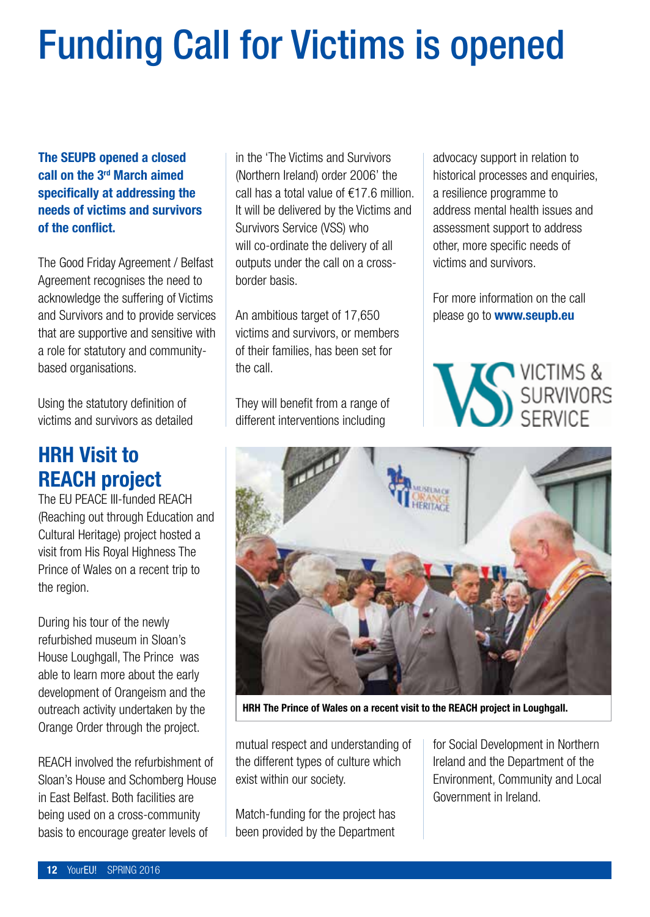# Funding Call for Victims is opened

**The SEUPB opened a closed call on the 3rd March aimed specifically at addressing the needs of victims and survivors of the conflict.**

The Good Friday Agreement / Belfast Agreement recognises the need to acknowledge the suffering of Victims and Survivors and to provide services that are supportive and sensitive with a role for statutory and community-based organisations.

Using the statutory definition of victims and survivors as detailed in the 'The Victims and Survivors (Northern Ireland) order 2006' the call has a total value of €17.6 million. It will be delivered by the Victims and Survivors Service (VSS) who will co-ordinate the delivery of all outputs under the call on a cross-border basis.

An ambitious target of 17,650 victims and survivors, or members of their families, has been set for the call.

They will benefit from a range of different interventions including advocacy support in relation to historical processes and enquiries, a resilience programme to address mental health issues and assessment support to address other, more specific needs of victims and survivors.

For more information on the call please go to **www.seupb.eu**

VICTIMS & SURVIVORS SERVICE

## HRH Visit to REACH project

The EU PEACE III-funded REACH (Reaching out through Education and Cultural Heritage) project hosted a visit from His Royal Highness The Prince of Wales on a recent trip to the region.

During his tour of the newly refurbished museum in Sloan's House Loughgall, The Prince was able to learn more about the early development of Orangeism and the outreach activity undertaken by the Orange Order through the project.

REACH involved the refurbishment of Sloan's House and Schomberg House in East Belfast. Both facilities are being used on a cross-community basis to encourage greater levels of mutual respect and understanding of the different types of culture which exist within our society.

Match-funding for the project has been provided by the Department for Social Development in Northern Ireland and the Department of the Environment, Community and Local Government in Ireland.

**HRH The Prince of Wales on a recent visit to the REACH project in Loughgall.**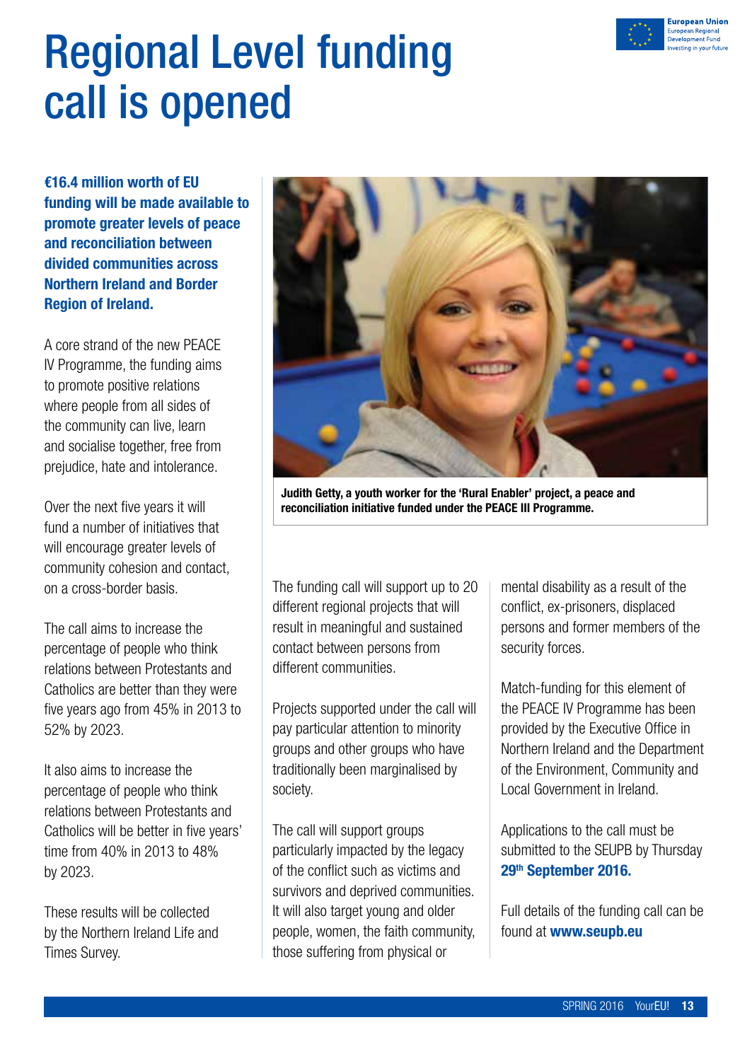# Regional Level funding call is opened

**€16.4 million worth of EU funding will be made available to promote greater levels of peace and reconciliation between divided communities across Northern Ireland and Border Region of Ireland.**

A core strand of the new PEACE IV Programme, the funding aims to promote positive relations where people from all sides of the community can live, learn and socialise together, free from prejudice, hate and intolerance.

Over the next five years it will fund a number of initiatives that will encourage greater levels of community cohesion and contact, on a cross-border basis.

The call aims to increase the percentage of people who think relations between Protestants and Catholics are better than they were five years ago from 45% in 2013 to 52% by 2023.

It also aims to increase the percentage of people who think relations between Protestants and Catholics will be better in five years' time from 40% in 2013 to 48% by 2023.

These results will be collected by the Northern Ireland Life and Times Survey.

**Judith Getty, a youth worker for the 'Rural Enabler' project, a peace and reconciliation initiative funded under the PEACE III Programme.**

The funding call will support up to 20 different regional projects that will result in meaningful and sustained contact between persons from different communities.

Projects supported under the call will pay particular attention to minority groups and other groups who have traditionally been marginalised by society.

The call will support groups particularly impacted by the legacy of the conflict such as victims and survivors and deprived communities. It will also target young and older people, women, the faith community, those suffering from physical or mental disability as a result of the conflict, ex-prisoners, displaced persons and former members of the security forces.

Match-funding for this element of the PEACE IV Programme has been provided by the Executive Office in Northern Ireland and the Department of the Environment, Community and Local Government in Ireland.

Applications to the call must be submitted to the SEUPB by Thursday **29th September 2016.**

Full details of the funding call can be found at **www.seupb.eu**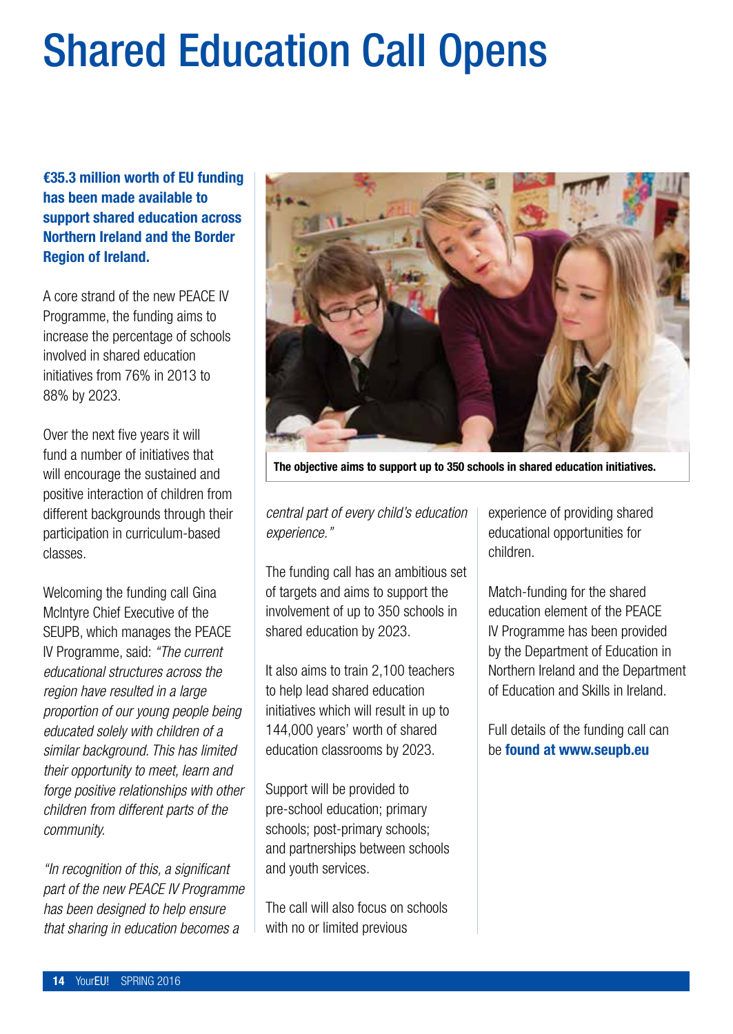# Shared Education Call Opens

**€35.3 million worth of EU funding has been made available to support shared education across Northern Ireland and the Border Region of Ireland.**

A core strand of the new PEACE IV Programme, the funding aims to increase the percentage of schools involved in shared education initiatives from 76% in 2013 to 88% by 2023.

Over the next five years it will fund a number of initiatives that will encourage the sustained and positive interaction of children from different backgrounds through their participation in curriculum-based classes.

Welcoming the funding call Gina McIntyre Chief Executive of the SEUPB, which manages the PEACE IV Programme, said: *"The current educational structures across the region have resulted in a large proportion of our young people being educated solely with children of a similar background. This has limited their opportunity to meet, learn and forge positive relationships with other children from different parts of the community.*

*"In recognition of this, a significant part of the new PEACE IV Programme has been designed to help ensure that sharing in education becomes a central part of every child's education experience."*

**The objective aims to support up to 350 schools in shared education initiatives.**

The funding call has an ambitious set of targets and aims to support the involvement of up to 350 schools in shared education by 2023.

It also aims to train 2,100 teachers to help lead shared education initiatives which will result in up to 144,000 years' worth of shared education classrooms by 2023.

Support will be provided to pre-school education; primary schools; post-primary schools; and partnerships between schools and youth services.

The call will also focus on schools with no or limited previous experience of providing shared educational opportunities for children.

Match-funding for the shared education element of the PEACE IV Programme has been provided by the Department of Education in Northern Ireland and the Department of Education and Skills in Ireland.

Full details of the funding call can be **found at www.seupb.eu**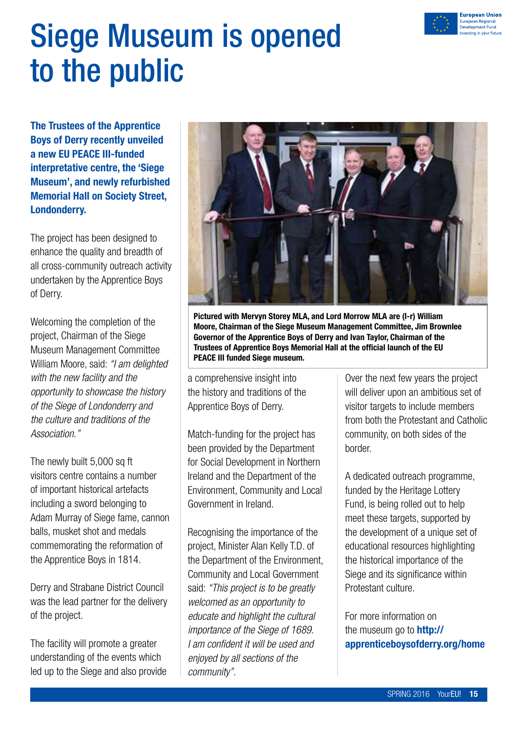# Siege Museum is opened to the public

European Union
European Regional Development Fund
Investing in your future

**The Trustees of the Apprentice Boys of Derry recently unveiled a new EU PEACE III-funded interpretative centre, the 'Siege Museum', and newly refurbished Memorial Hall on Society Street, Londonderry.**

The project has been designed to enhance the quality and breadth of all cross-community outreach activity undertaken by the Apprentice Boys of Derry.

Welcoming the completion of the project, Chairman of the Siege Museum Management Committee William Moore, said: *"I am delighted with the new facility and the opportunity to showcase the history of the Siege of Londonderry and the culture and traditions of the Association."*

The newly built 5,000 sq ft visitors centre contains a number of important historical artefacts including a sword belonging to Adam Murray of Siege fame, cannon balls, musket shot and medals commemorating the reformation of the Apprentice Boys in 1814.

Derry and Strabane District Council was the lead partner for the delivery of the project.

The facility will promote a greater understanding of the events which led up to the Siege and also provide a comprehensive insight into the history and traditions of the Apprentice Boys of Derry.

**Pictured with Mervyn Storey MLA, and Lord Morrow MLA are (l-r) William Moore, Chairman of the Siege Museum Management Committee, Jim Brownlee Governor of the Apprentice Boys of Derry and Ivan Taylor, Chairman of the Trustees of Apprentice Boys Memorial Hall at the official launch of the EU PEACE III funded Siege museum.**

Match-funding for the project has been provided by the Department for Social Development in Northern Ireland and the Department of the Environment, Community and Local Government in Ireland.

Recognising the importance of the project, Minister Alan Kelly T.D. of the Department of the Environment, Community and Local Government said: *"This project is to be greatly welcomed as an opportunity to educate and highlight the cultural importance of the Siege of 1689. I am confident it will be used and enjoyed by all sections of the community".*

Over the next few years the project will deliver upon an ambitious set of visitor targets to include members from both the Protestant and Catholic community, on both sides of the border.

A dedicated outreach programme, funded by the Heritage Lottery Fund, is being rolled out to help meet these targets, supported by the development of a unique set of educational resources highlighting the historical importance of the Siege and its significance within Protestant culture.

For more information on the museum go to **http://apprenticeboysofderry.org/home**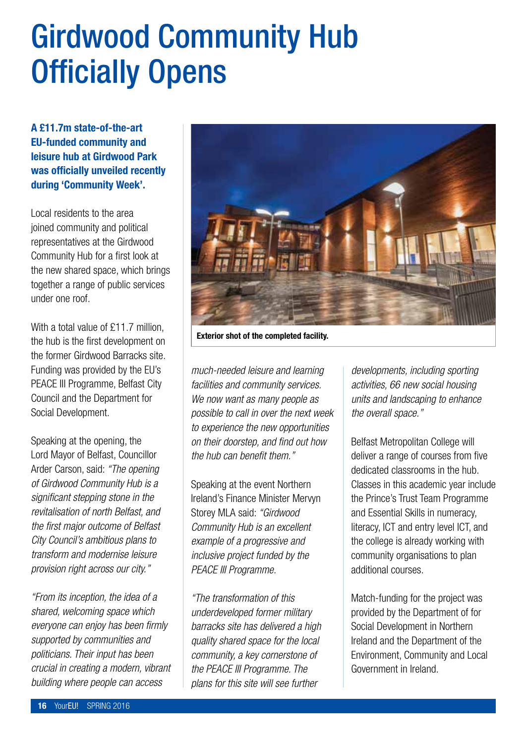# Girdwood Community Hub Officially Opens

**A £11.7m state-of-the-art EU-funded community and leisure hub at Girdwood Park was officially unveiled recently during 'Community Week'.**

Local residents to the area joined community and political representatives at the Girdwood Community Hub for a first look at the new shared space, which brings together a range of public services under one roof.

With a total value of £11.7 million, the hub is the first development on the former Girdwood Barracks site. Funding was provided by the EU's PEACE III Programme, Belfast City Council and the Department for Social Development.

Speaking at the opening, the Lord Mayor of Belfast, Councillor Arder Carson, said: *"The opening of Girdwood Community Hub is a significant stepping stone in the revitalisation of north Belfast, and the first major outcome of Belfast City Council's ambitious plans to transform and modernise leisure provision right across our city."*

*"From its inception, the idea of a shared, welcoming space which everyone can enjoy has been firmly supported by communities and politicians. Their input has been crucial in creating a modern, vibrant building where people can access much-needed leisure and learning facilities and community services. We now want as many people as possible to call in over the next week to experience the new opportunities on their doorstep, and find out how the hub can benefit them."*

**Exterior shot of the completed facility.**

Speaking at the event Northern Ireland's Finance Minister Mervyn Storey MLA said: *"Girdwood Community Hub is an excellent example of a progressive and inclusive project funded by the PEACE III Programme.*

*"The transformation of this underdeveloped former military barracks site has delivered a high quality shared space for the local community, a key cornerstone of the PEACE III Programme. The plans for this site will see further developments, including sporting activities, 66 new social housing units and landscaping to enhance the overall space."*

Belfast Metropolitan College will deliver a range of courses from five dedicated classrooms in the hub. Classes in this academic year include the Prince's Trust Team Programme and Essential Skills in numeracy, literacy, ICT and entry level ICT, and the college is already working with community organisations to plan additional courses.

Match-funding for the project was provided by the Department of for Social Development in Northern Ireland and the Department of the Environment, Community and Local Government in Ireland.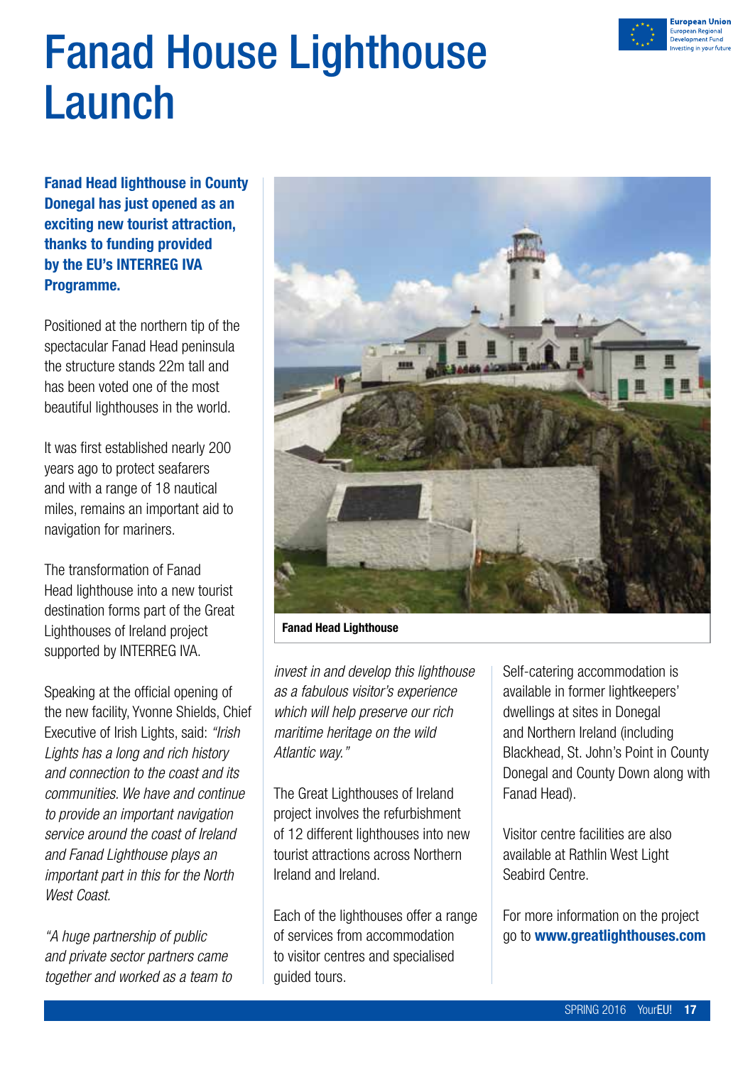# Fanad House Lighthouse Launch

**Fanad Head lighthouse in County Donegal has just opened as an exciting new tourist attraction, thanks to funding provided by the EU's INTERREG IVA Programme.**

Positioned at the northern tip of the spectacular Fanad Head peninsula the structure stands 22m tall and has been voted one of the most beautiful lighthouses in the world.

It was first established nearly 200 years ago to protect seafarers and with a range of 18 nautical miles, remains an important aid to navigation for mariners.

The transformation of Fanad Head lighthouse into a new tourist destination forms part of the Great Lighthouses of Ireland project supported by INTERREG IVA.

Speaking at the official opening of the new facility, Yvonne Shields, Chief Executive of Irish Lights, said: *"Irish Lights has a long and rich history and connection to the coast and its communities. We have and continue to provide an important navigation service around the coast of Ireland and Fanad Lighthouse plays an important part in this for the North West Coast.*

*"A huge partnership of public and private sector partners came together and worked as a team to invest in and develop this lighthouse as a fabulous visitor's experience which will help preserve our rich maritime heritage on the wild Atlantic way."*

**Fanad Head Lighthouse**

The Great Lighthouses of Ireland project involves the refurbishment of 12 different lighthouses into new tourist attractions across Northern Ireland and Ireland.

Each of the lighthouses offer a range of services from accommodation to visitor centres and specialised guided tours.

Self-catering accommodation is available in former lightkeepers' dwellings at sites in Donegal and Northern Ireland (including Blackhead, St. John's Point in County Donegal and County Down along with Fanad Head).

Visitor centre facilities are also available at Rathlin West Light Seabird Centre.

For more information on the project go to **www.greatlighthouses.com**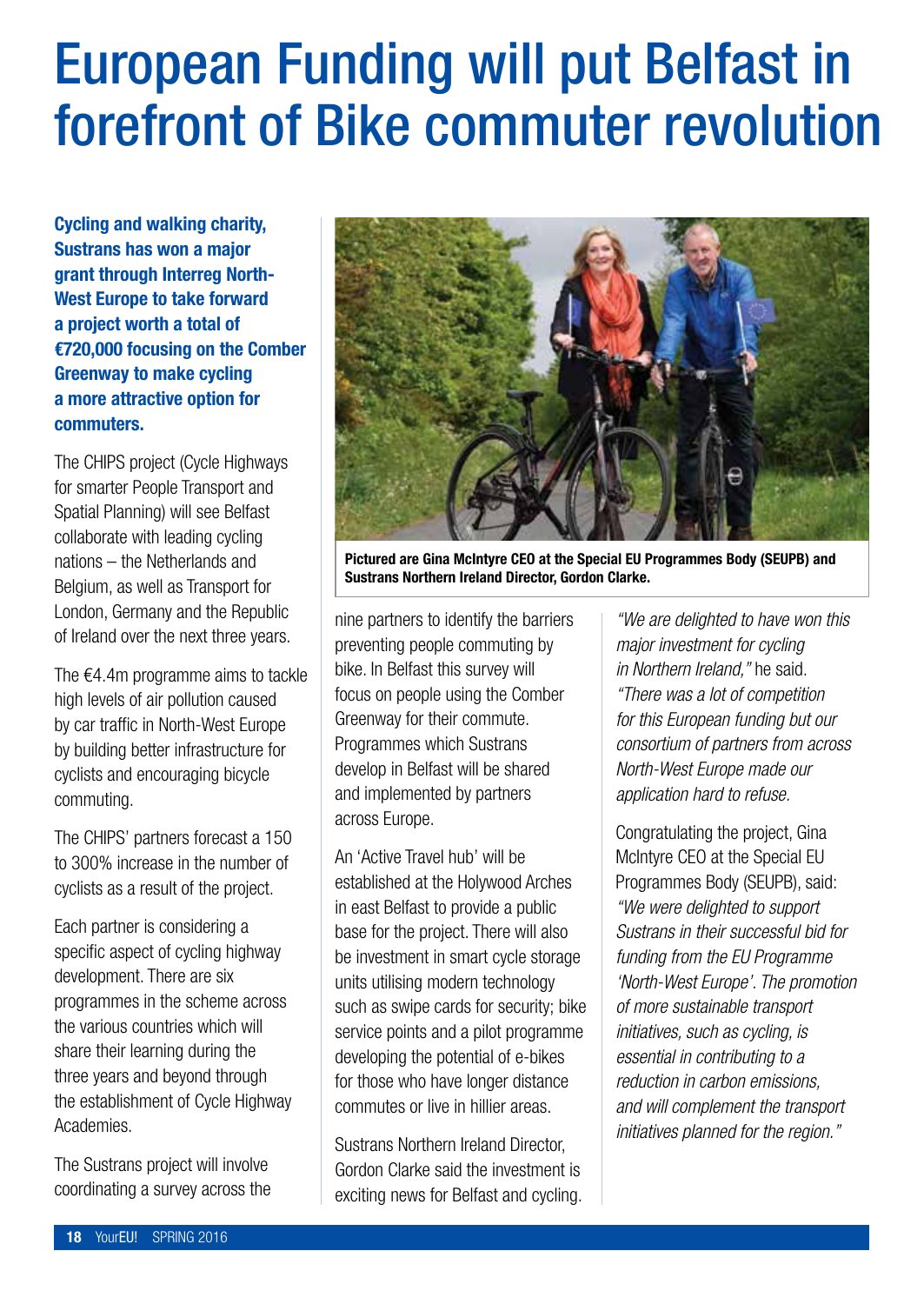# European Funding will put Belfast in forefront of Bike commuter revolution

**Cycling and walking charity, Sustrans has won a major grant through Interreg North-West Europe to take forward a project worth a total of €720,000 focusing on the Comber Greenway to make cycling a more attractive option for commuters.**

The CHIPS project (Cycle Highways for smarter People Transport and Spatial Planning) will see Belfast collaborate with leading cycling nations – the Netherlands and Belgium, as well as Transport for London, Germany and the Republic of Ireland over the next three years.

The €4.4m programme aims to tackle high levels of air pollution caused by car traffic in North-West Europe by building better infrastructure for cyclists and encouraging bicycle commuting.

The CHIPS' partners forecast a 150 to 300% increase in the number of cyclists as a result of the project.

Each partner is considering a specific aspect of cycling highway development. There are six programmes in the scheme across the various countries which will share their learning during the three years and beyond through the establishment of Cycle Highway Academies.

The Sustrans project will involve coordinating a survey across the nine partners to identify the barriers preventing people commuting by bike. In Belfast this survey will focus on people using the Comber Greenway for their commute. Programmes which Sustrans develop in Belfast will be shared and implemented by partners across Europe.

**Pictured are Gina McIntyre CEO at the Special EU Programmes Body (SEUPB) and Sustrans Northern Ireland Director, Gordon Clarke.**

An 'Active Travel hub' will be established at the Holywood Arches in east Belfast to provide a public base for the project. There will also be investment in smart cycle storage units utilising modern technology such as swipe cards for security; bike service points and a pilot programme developing the potential of e-bikes for those who have longer distance commutes or live in hillier areas.

Sustrans Northern Ireland Director, Gordon Clarke said the investment is exciting news for Belfast and cycling. *"We are delighted to have won this major investment for cycling in Northern Ireland,"* he said. *"There was a lot of competition for this European funding but our consortium of partners from across North-West Europe made our application hard to refuse.*

Congratulating the project, Gina McIntyre CEO at the Special EU Programmes Body (SEUPB), said: *"We were delighted to support Sustrans in their successful bid for funding from the EU Programme 'North-West Europe'. The promotion of more sustainable transport initiatives, such as cycling, is essential in contributing to a reduction in carbon emissions, and will complement the transport initiatives planned for the region."*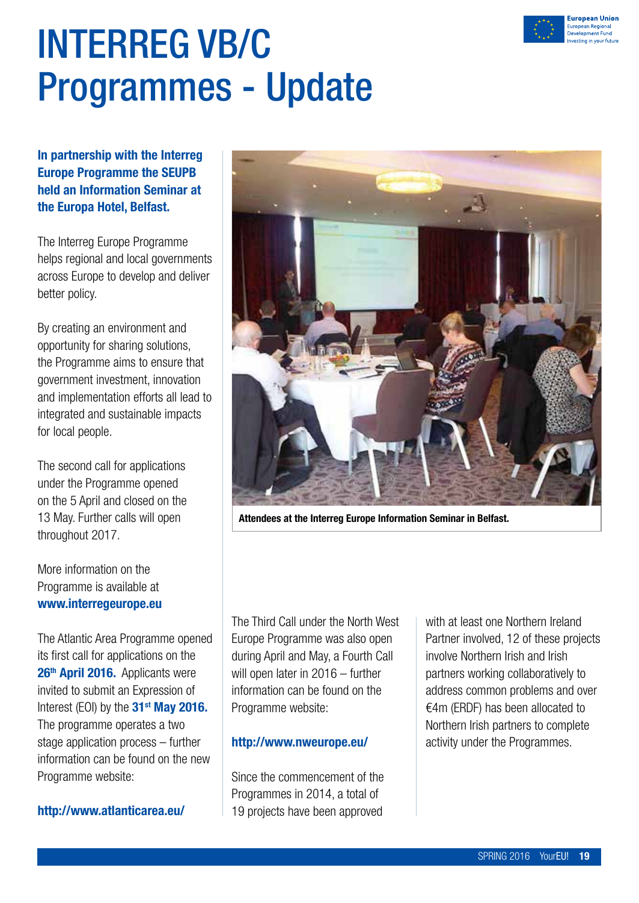# INTERREG VB/C Programmes - Update

European Union
European Regional Development Fund
Investing in your future

**In partnership with the Interreg Europe Programme the SEUPB held an Information Seminar at the Europa Hotel, Belfast.**

The Interreg Europe Programme helps regional and local governments across Europe to develop and deliver better policy.

By creating an environment and opportunity for sharing solutions, the Programme aims to ensure that government investment, innovation and implementation efforts all lead to integrated and sustainable impacts for local people.

The second call for applications under the Programme opened on the 5 April and closed on the 13 May. Further calls will open throughout 2017.

More information on the Programme is available at **www.interregeurope.eu**

**Attendees at the Interreg Europe Information Seminar in Belfast.**

The Atlantic Area Programme opened its first call for applications on the **26th April 2016.** Applicants were invited to submit an Expression of Interest (EOI) by the **31st May 2016.** The programme operates a two stage application process – further information can be found on the new Programme website:

**http://www.atlanticarea.eu/**

The Third Call under the North West Europe Programme was also open during April and May, a Fourth Call will open later in 2016 – further information can be found on the Programme website:

**http://www.nweurope.eu/**

Since the commencement of the Programmes in 2014, a total of 19 projects have been approved with at least one Northern Ireland Partner involved, 12 of these projects involve Northern Irish and Irish partners working collaboratively to address common problems and over €4m (ERDF) has been allocated to Northern Irish partners to complete activity under the Programmes.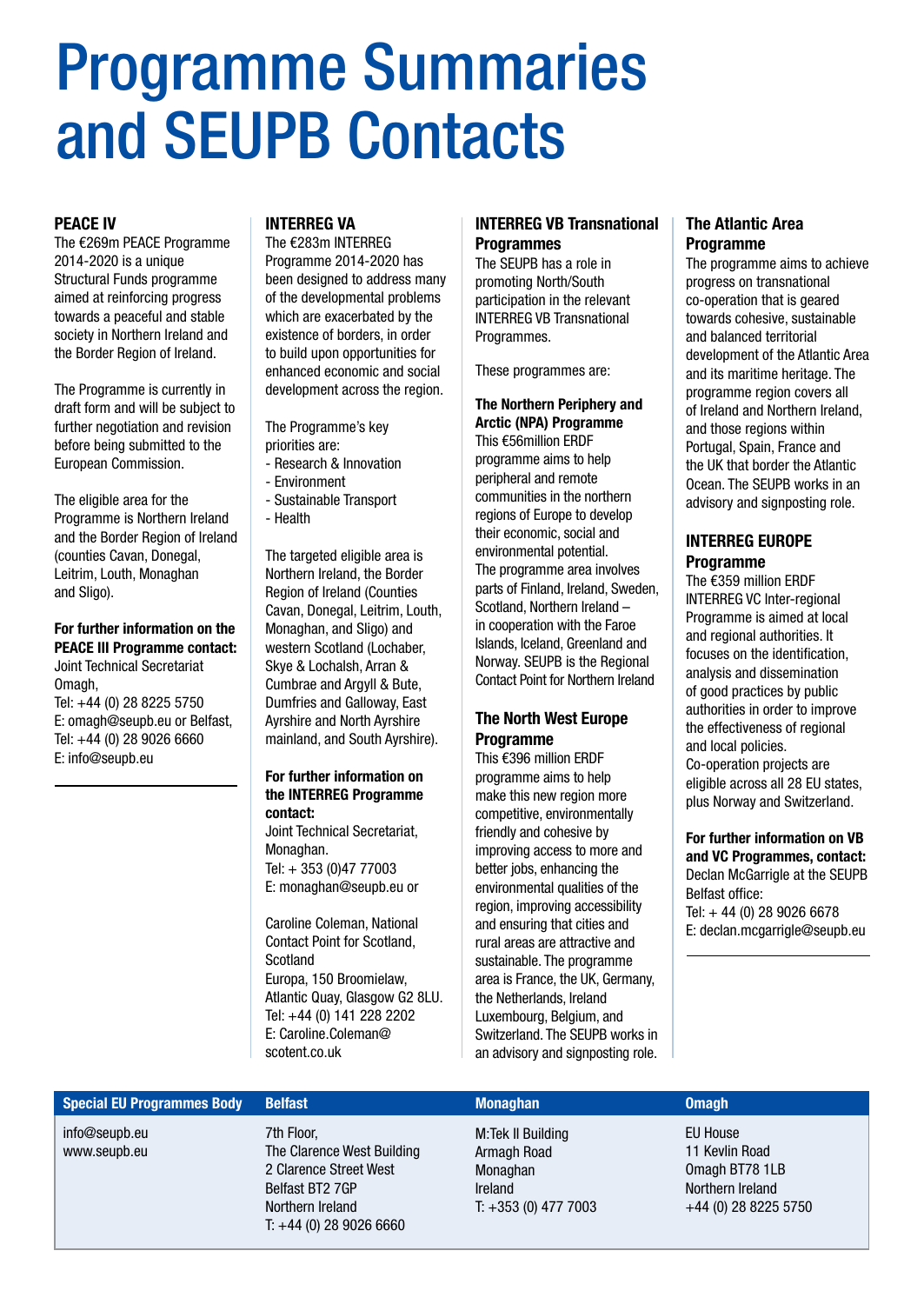# Programme Summaries and SEUPB Contacts

### PEACE IV

The €269m PEACE Programme 2014-2020 is a unique Structural Funds programme aimed at reinforcing progress towards a peaceful and stable society in Northern Ireland and the Border Region of Ireland.

The Programme is currently in draft form and will be subject to further negotiation and revision before being submitted to the European Commission.

The eligible area for the Programme is Northern Ireland and the Border Region of Ireland (counties Cavan, Donegal, Leitrim, Louth, Monaghan and Sligo).

**For further information on the PEACE III Programme contact:**
Joint Technical Secretariat Omagh,
Tel: +44 (0) 28 8225 5750
E: omagh@seupb.eu or Belfast,
Tel: +44 (0) 28 9026 6660
E: info@seupb.eu

### INTERREG VA

The €283m INTERREG Programme 2014-2020 has been designed to address many of the developmental problems which are exacerbated by the existence of borders, in order to build upon opportunities for enhanced economic and social development across the region.

The Programme's key priorities are:
- Research & Innovation
- Environment
- Sustainable Transport
- Health

The targeted eligible area is Northern Ireland, the Border Region of Ireland (Counties Cavan, Donegal, Leitrim, Louth, Monaghan, and Sligo) and western Scotland (Lochaber, Skye & Lochalsh, Arran & Cumbrae and Argyll & Bute, Dumfries and Galloway, East Ayrshire and North Ayrshire mainland, and South Ayrshire).

**For further information on the INTERREG Programme contact:**
Joint Technical Secretariat, Monaghan.
Tel: + 353 (0)47 77003
E: monaghan@seupb.eu or

Caroline Coleman, National Contact Point for Scotland, Scotland
Europa, 150 Broomielaw, Atlantic Quay, Glasgow G2 8LU.
Tel: +44 (0) 141 228 2202
E: Caroline.Coleman@scotent.co.uk

### INTERREG VB Transnational Programmes

The SEUPB has a role in promoting North/South participation in the relevant INTERREG VB Transnational Programmes.

These programmes are:

**The Northern Periphery and Arctic (NPA) Programme**
This €56million ERDF programme aims to help peripheral and remote communities in the northern regions of Europe to develop their economic, social and environmental potential. The programme area involves parts of Finland, Ireland, Sweden, Scotland, Northern Ireland – in cooperation with the Faroe Islands, Iceland, Greenland and Norway. SEUPB is the Regional Contact Point for Northern Ireland

### The North West Europe Programme

This €396 million ERDF programme aims to help make this new region more competitive, environmentally friendly and cohesive by improving access to more and better jobs, enhancing the environmental qualities of the region, improving accessibility and ensuring that cities and rural areas are attractive and sustainable. The programme area is France, the UK, Germany, the Netherlands, Ireland Luxembourg, Belgium, and Switzerland. The SEUPB works in an advisory and signposting role.

### The Atlantic Area Programme

The programme aims to achieve progress on transnational co-operation that is geared towards cohesive, sustainable and balanced territorial development of the Atlantic Area and its maritime heritage. The programme region covers all of Ireland and Northern Ireland, and those regions within Portugal, Spain, France and the UK that border the Atlantic Ocean. The SEUPB works in an advisory and signposting role.

### INTERREG EUROPE Programme

The €359 million ERDF INTERREG VC Inter-regional Programme is aimed at local and regional authorities. It focuses on the identification, analysis and dissemination of good practices by public authorities in order to improve the effectiveness of regional and local policies. Co-operation projects are eligible across all 28 EU states, plus Norway and Switzerland.

**For further information on VB and VC Programmes, contact:**
Declan McGarrigle at the SEUPB Belfast office:
Tel: + 44 (0) 28 9026 6678
E: declan.mcgarrigle@seupb.eu

| Special EU Programmes Body | Belfast | Monaghan | Omagh |
|---|---|---|---|
| info@seupb.eu<br>www.seupb.eu | 7th Floor,<br>The Clarence West Building<br>2 Clarence Street West<br>Belfast BT2 7GP<br>Northern Ireland<br>T: +44 (0) 28 9026 6660 | M:Tek II Building<br>Armagh Road<br>Monaghan<br>Ireland<br>T: +353 (0) 477 7003 | EU House<br>11 Kevlin Road<br>Omagh BT78 1LB<br>Northern Ireland<br>+44 (0) 28 8225 5750 |